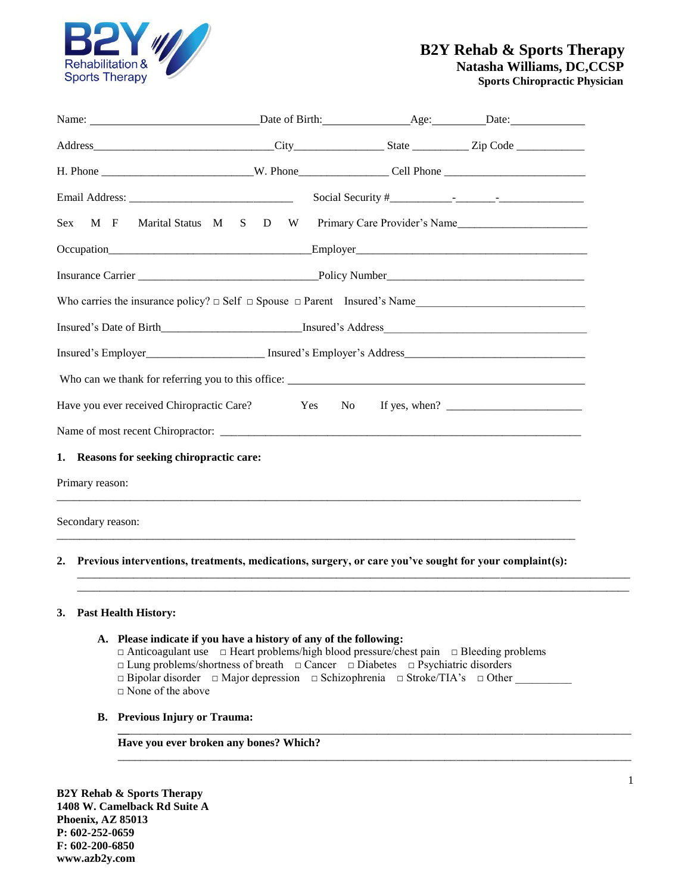# B2Y Rehab & Sports Therapy

**Natasha Williams, DC,CCSP**

**Sports Chiropractic Physician**

Name: ______________________________ Date of Birth: _______________ Age: _________ Date: _____________

Address_______________________________ City________________ State __________ Zip Code ____________

H. Phone __________________________ W. Phone ________________ Cell Phone _________________________

Email Address: _____________________________ Social Security #___________-_______-_______________

Sex M F Marital Status M S D W Primary Care Provider's Name_______________________

Occupation____________________________________ Employer_________________________________________

Insurance Carrier ________________________________ Policy Number____________________________________

Who carries the insurance policy? □ Self □ Spouse □ Parent Insured's Name______________________________

Insured's Date of Birth_________________________ Insured's Address_____________________________________

Insured's Employer_____________________ Insured's Employer's Address________________________________

Who can we thank for referring you to this office: ____________________________________________________

Have you ever received Chiropractic Care? Yes No If yes, when? ________________________

Name of most recent Chiropractor: ________________________________________________________________

**1. Reasons for seeking chiropractic care:**

Primary reason:

_____________________________________________________________________________________________

Secondary reason:

_____________________________________________________________________________________________

**2. Previous interventions, treatments, medications, surgery, or care you've sought for your complaint(s):**

_____________________________________________________________________________________________

_____________________________________________________________________________________________

**3. Past Health History:**

**A. Please indicate if you have a history of any of the following:**

□ Anticoagulant use □ Heart problems/high blood pressure/chest pain □ Bleeding problems
□ Lung problems/shortness of breath □ Cancer □ Diabetes □ Psychiatric disorders
□ Bipolar disorder □ Major depression □ Schizophrenia □ Stroke/TIA's □ Other __________
□ None of the above

**B. Previous Injury or Trauma:**

_____________________________________________________________________________________________

**Have you ever broken any bones? Which?**

_____________________________________________________________________________________________

**B2Y Rehab & Sports Therapy**
**1408 W. Camelback Rd Suite A**
**Phoenix, AZ 85013**
**P: 602-252-0659**
**F: 602-200-6850**
**www.azb2y.com**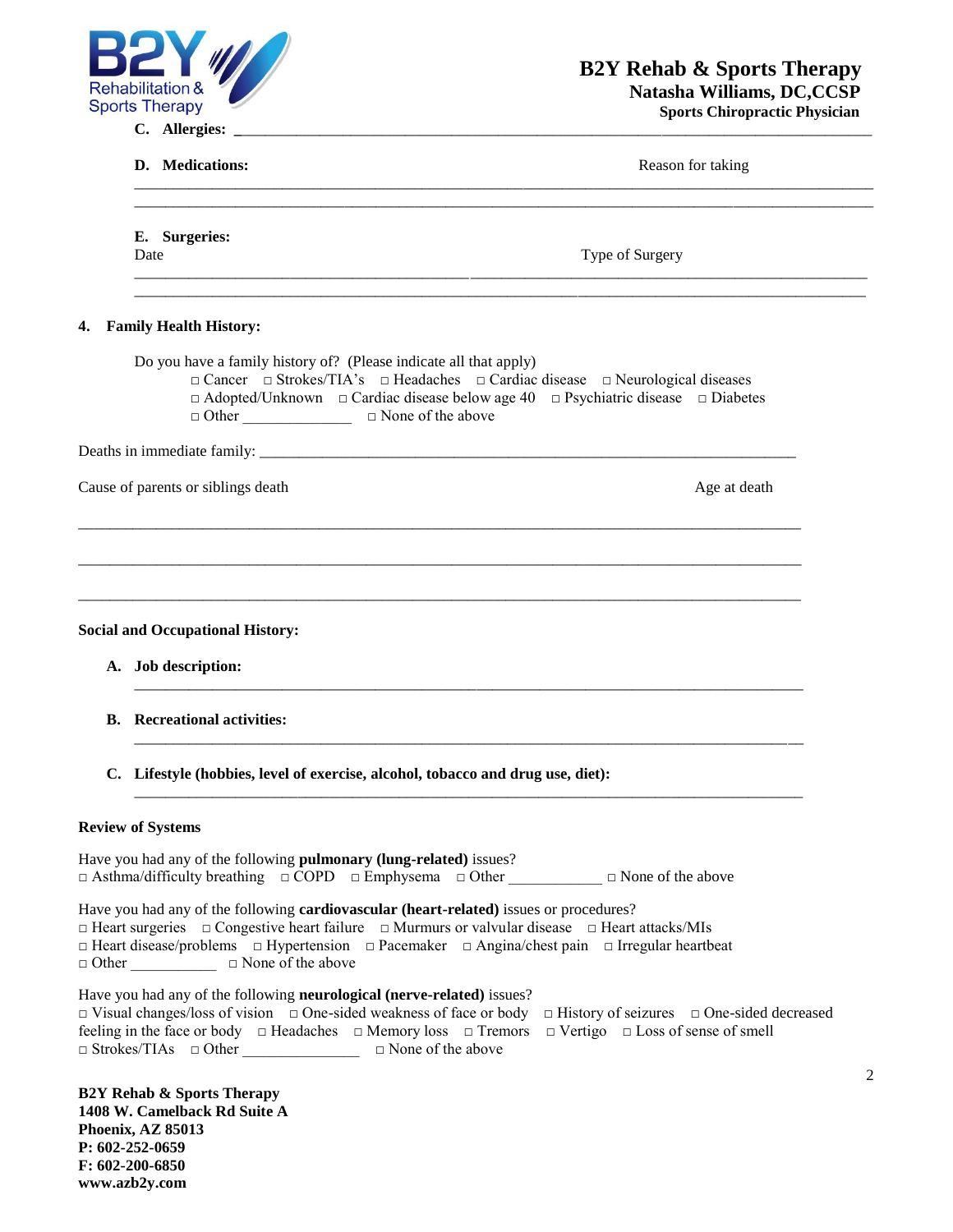**C. Allergies:** ______________________________________________

**D. Medications:** Reason for taking

________________________________________________________________

________________________________________________________________

**E. Surgeries:**

Date Type of Surgery

________________________________________________________________

________________________________________________________________

## 4. Family Health History:

Do you have a family history of? (Please indicate all that apply)

□ Cancer □ Strokes/TIA's □ Headaches □ Cardiac disease □ Neurological diseases
□ Adopted/Unknown □ Cardiac disease below age 40 □ Psychiatric disease □ Diabetes
□ Other ______________ □ None of the above

Deaths in immediate family: ______________________________________________

Cause of parents or siblings death Age at death

________________________________________________________________

________________________________________________________________

________________________________________________________________

## Social and Occupational History:

**A. Job description:**

________________________________________________________________

**B. Recreational activities:**

________________________________________________________________

**C. Lifestyle (hobbies, level of exercise, alcohol, tobacco and drug use, diet):**

________________________________________________________________

## Review of Systems

Have you had any of the following **pulmonary (lung-related)** issues?
□ Asthma/difficulty breathing □ COPD □ Emphysema □ Other ____________ □ None of the above

Have you had any of the following **cardiovascular (heart-related)** issues or procedures?
□ Heart surgeries □ Congestive heart failure □ Murmurs or valvular disease □ Heart attacks/MIs
□ Heart disease/problems □ Hypertension □ Pacemaker □ Angina/chest pain □ Irregular heartbeat
□ Other ___________ □ None of the above

Have you had any of the following **neurological (nerve-related)** issues?
□ Visual changes/loss of vision □ One-sided weakness of face or body □ History of seizures □ One-sided decreased feeling in the face or body □ Headaches □ Memory loss □ Tremors □ Vertigo □ Loss of sense of smell
□ Strokes/TIAs □ Other _______________ □ None of the above

**B2Y Rehab & Sports Therapy**
**1408 W. Camelback Rd Suite A**
**Phoenix, AZ 85013**
**P: 602-252-0659**
**F: 602-200-6850**
**www.azb2y.com**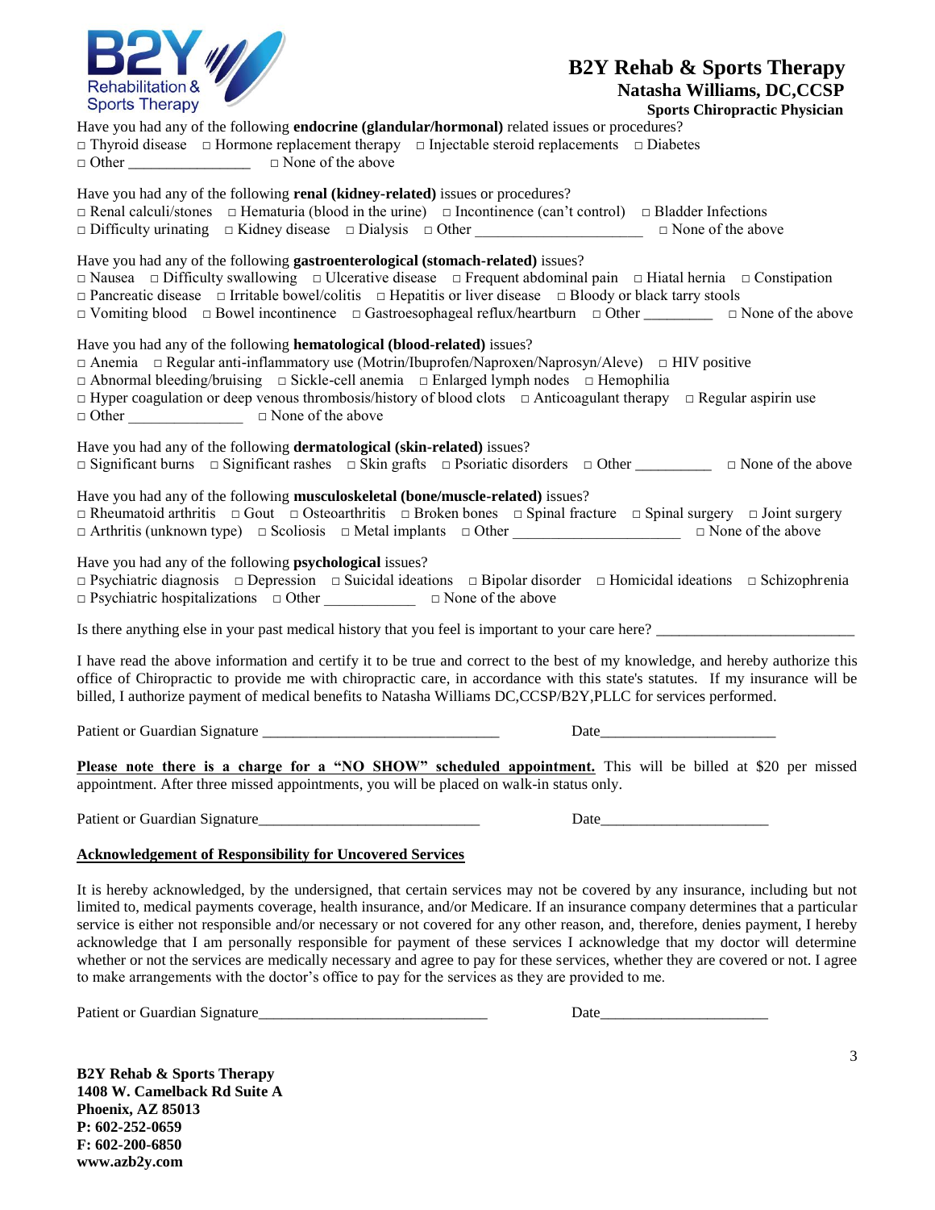**B2Y Rehab & Sports Therapy**
**Natasha Williams, DC,CCSP**
**Sports Chiropractic Physician**

Have you had any of the following **endocrine (glandular/hormonal)** related issues or procedures?
□ Thyroid disease □ Hormone replacement therapy □ Injectable steroid replacements □ Diabetes
□ Other ________________ □ None of the above

Have you had any of the following **renal (kidney-related)** issues or procedures?
□ Renal calculi/stones □ Hematuria (blood in the urine) □ Incontinence (can't control) □ Bladder Infections
□ Difficulty urinating □ Kidney disease □ Dialysis □ Other ______________________ □ None of the above

Have you had any of the following **gastroenterological (stomach-related)** issues?
□ Nausea □ Difficulty swallowing □ Ulcerative disease □ Frequent abdominal pain □ Hiatal hernia □ Constipation
□ Pancreatic disease □ Irritable bowel/colitis □ Hepatitis or liver disease □ Bloody or black tarry stools
□ Vomiting blood □ Bowel incontinence □ Gastroesophageal reflux/heartburn □ Other _________ □ None of the above

Have you had any of the following **hematological (blood-related)** issues?
□ Anemia □ Regular anti-inflammatory use (Motrin/Ibuprofen/Naproxen/Naprosyn/Aleve) □ HIV positive
□ Abnormal bleeding/bruising □ Sickle-cell anemia □ Enlarged lymph nodes □ Hemophilia
□ Hyper coagulation or deep venous thrombosis/history of blood clots □ Anticoagulant therapy □ Regular aspirin use
□ Other _______________ □ None of the above

Have you had any of the following **dermatological (skin-related)** issues?
□ Significant burns □ Significant rashes □ Skin grafts □ Psoriatic disorders □ Other __________ □ None of the above

Have you had any of the following **musculoskeletal (bone/muscle-related)** issues?
□ Rheumatoid arthritis □ Gout □ Osteoarthritis □ Broken bones □ Spinal fracture □ Spinal surgery □ Joint surgery
□ Arthritis (unknown type) □ Scoliosis □ Metal implants □ Other ______________________ □ None of the above

Have you had any of the following **psychological** issues?
□ Psychiatric diagnosis □ Depression □ Suicidal ideations □ Bipolar disorder □ Homicidal ideations □ Schizophrenia
□ Psychiatric hospitalizations □ Other ____________ □ None of the above

Is there anything else in your past medical history that you feel is important to your care here? __________________________

I have read the above information and certify it to be true and correct to the best of my knowledge, and hereby authorize this office of Chiropractic to provide me with chiropractic care, in accordance with this state's statutes. If my insurance will be billed, I authorize payment of medical benefits to Natasha Williams DC,CCSP/B2Y,PLLC for services performed.

Patient or Guardian Signature _______________________________ Date________________________

**Please note there is a charge for a "NO SHOW" scheduled appointment.** This will be billed at $20 per missed appointment. After three missed appointments, you will be placed on walk-in status only.

Patient or Guardian Signature_____________________________ Date______________________

**Acknowledgement of Responsibility for Uncovered Services**

It is hereby acknowledged, by the undersigned, that certain services may not be covered by any insurance, including but not limited to, medical payments coverage, health insurance, and/or Medicare. If an insurance company determines that a particular service is either not responsible and/or necessary or not covered for any other reason, and, therefore, denies payment, I hereby acknowledge that I am personally responsible for payment of these services I acknowledge that my doctor will determine whether or not the services are medically necessary and agree to pay for these services, whether they are covered or not. I agree to make arrangements with the doctor's office to pay for the services as they are provided to me.

Patient or Guardian Signature______________________________ Date______________________

**B2Y Rehab & Sports Therapy**
**1408 W. Camelback Rd Suite A**
**Phoenix, AZ 85013**
**P: 602-252-0659**
**F: 602-200-6850**
**www.azb2y.com**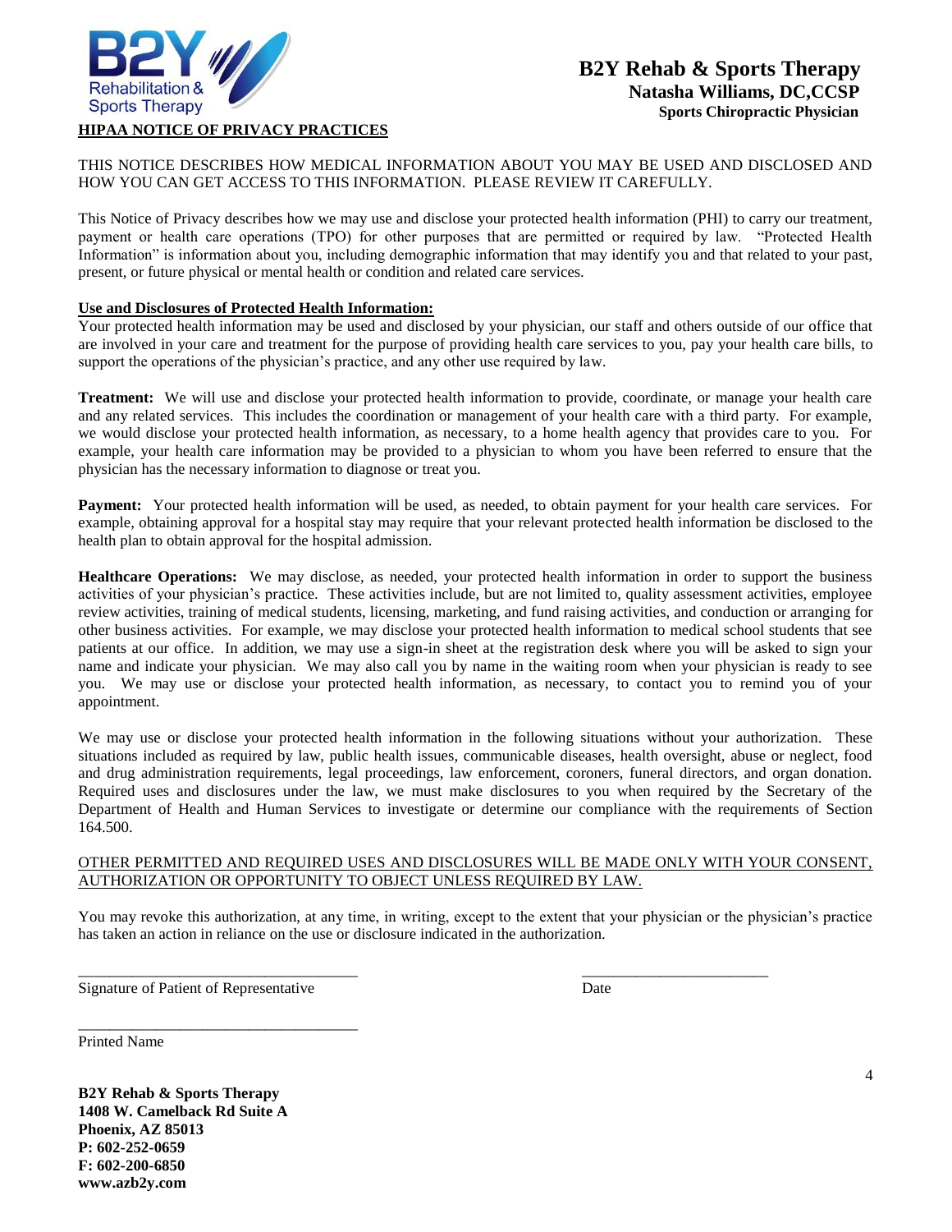**B2Y Rehab & Sports Therapy**
**Natasha Williams, DC,CCSP**
**Sports Chiropractic Physician**

## HIPAA NOTICE OF PRIVACY PRACTICES

THIS NOTICE DESCRIBES HOW MEDICAL INFORMATION ABOUT YOU MAY BE USED AND DISCLOSED AND HOW YOU CAN GET ACCESS TO THIS INFORMATION. PLEASE REVIEW IT CAREFULLY.

This Notice of Privacy describes how we may use and disclose your protected health information (PHI) to carry our treatment, payment or health care operations (TPO) for other purposes that are permitted or required by law. "Protected Health Information" is information about you, including demographic information that may identify you and that related to your past, present, or future physical or mental health or condition and related care services.

**Use and Disclosures of Protected Health Information:**

Your protected health information may be used and disclosed by your physician, our staff and others outside of our office that are involved in your care and treatment for the purpose of providing health care services to you, pay your health care bills, to support the operations of the physician's practice, and any other use required by law.

**Treatment:** We will use and disclose your protected health information to provide, coordinate, or manage your health care and any related services. This includes the coordination or management of your health care with a third party. For example, we would disclose your protected health information, as necessary, to a home health agency that provides care to you. For example, your health care information may be provided to a physician to whom you have been referred to ensure that the physician has the necessary information to diagnose or treat you.

**Payment:** Your protected health information will be used, as needed, to obtain payment for your health care services. For example, obtaining approval for a hospital stay may require that your relevant protected health information be disclosed to the health plan to obtain approval for the hospital admission.

**Healthcare Operations:** We may disclose, as needed, your protected health information in order to support the business activities of your physician's practice. These activities include, but are not limited to, quality assessment activities, employee review activities, training of medical students, licensing, marketing, and fund raising activities, and conduction or arranging for other business activities. For example, we may disclose your protected health information to medical school students that see patients at our office. In addition, we may use a sign-in sheet at the registration desk where you will be asked to sign your name and indicate your physician. We may also call you by name in the waiting room when your physician is ready to see you. We may use or disclose your protected health information, as necessary, to contact you to remind you of your appointment.

We may use or disclose your protected health information in the following situations without your authorization. These situations included as required by law, public health issues, communicable diseases, health oversight, abuse or neglect, food and drug administration requirements, legal proceedings, law enforcement, coroners, funeral directors, and organ donation. Required uses and disclosures under the law, we must make disclosures to you when required by the Secretary of the Department of Health and Human Services to investigate or determine our compliance with the requirements of Section 164.500.

OTHER PERMITTED AND REQUIRED USES AND DISCLOSURES WILL BE MADE ONLY WITH YOUR CONSENT, AUTHORIZATION OR OPPORTUNITY TO OBJECT UNLESS REQUIRED BY LAW.

You may revoke this authorization, at any time, in writing, except to the extent that your physician or the physician's practice has taken an action in reliance on the use or disclosure indicated in the authorization.

\_\_\_\_\_\_\_\_\_\_\_\_\_\_\_\_\_\_\_\_\_\_\_\_\_\_\_\_\_\_\_\_\_\_\_\_ \_\_\_\_\_\_\_\_\_\_\_\_\_\_\_\_\_\_\_\_\_\_\_\_

Signature of Patient of Representative Date

\_\_\_\_\_\_\_\_\_\_\_\_\_\_\_\_\_\_\_\_\_\_\_\_\_\_\_\_\_\_\_\_\_\_\_\_

Printed Name

**B2Y Rehab & Sports Therapy**
**1408 W. Camelback Rd Suite A**
**Phoenix, AZ 85013**
**P: 602-252-0659**
**F: 602-200-6850**
**www.azb2y.com**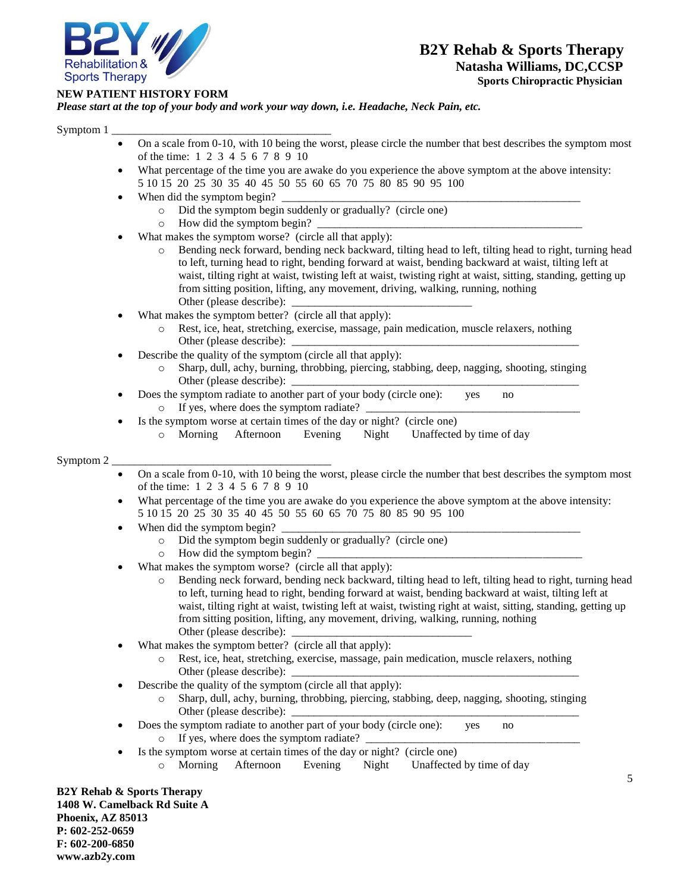# B2Y Rehab & Sports Therapy

**Natasha Williams, DC,CCSP**

**Sports Chiropractic Physician**

**NEW PATIENT HISTORY FORM**

***Please start at the top of your body and work your way down, i.e. Headache, Neck Pain, etc.***

Symptom 1 ______________________________________

- On a scale from 0-10, with 10 being the worst, please circle the number that best describes the symptom most of the time: 1 2 3 4 5 6 7 8 9 10
- What percentage of the time you are awake do you experience the above symptom at the above intensity: 5 10 15 20 25 30 35 40 45 50 55 60 65 70 75 80 85 90 95 100
- When did the symptom begin? ____________________________________________________
    - Did the symptom begin suddenly or gradually? (circle one)
    - How did the symptom begin? ______________________________________________
- What makes the symptom worse? (circle all that apply):
    - Bending neck forward, bending neck backward, tilting head to left, tilting head to right, turning head to left, turning head to right, bending forward at waist, bending backward at waist, tilting left at waist, tilting right at waist, twisting left at waist, twisting right at waist, sitting, standing, getting up from sitting position, lifting, any movement, driving, walking, running, nothing
      Other (please describe): ________________________________
- What makes the symptom better? (circle all that apply):
    - Rest, ice, heat, stretching, exercise, massage, pain medication, muscle relaxers, nothing
      Other (please describe): __________________________________________________
- Describe the quality of the symptom (circle all that apply):
    - Sharp, dull, achy, burning, throbbing, piercing, stabbing, deep, nagging, shooting, stinging
      Other (please describe): __________________________________________________
- Does the symptom radiate to another part of your body (circle one): yes no
    - If yes, where does the symptom radiate? _____________________________________
- Is the symptom worse at certain times of the day or night? (circle one)
    - Morning Afternoon Evening Night Unaffected by time of day

Symptom 2 ______________________________________

- On a scale from 0-10, with 10 being the worst, please circle the number that best describes the symptom most of the time: 1 2 3 4 5 6 7 8 9 10
- What percentage of the time you are awake do you experience the above symptom at the above intensity: 5 10 15 20 25 30 35 40 45 50 55 60 65 70 75 80 85 90 95 100
- When did the symptom begin? ____________________________________________________
    - Did the symptom begin suddenly or gradually? (circle one)
    - How did the symptom begin? ______________________________________________
- What makes the symptom worse? (circle all that apply):
    - Bending neck forward, bending neck backward, tilting head to left, tilting head to right, turning head to left, turning head to right, bending forward at waist, bending backward at waist, tilting left at waist, tilting right at waist, twisting left at waist, twisting right at waist, sitting, standing, getting up from sitting position, lifting, any movement, driving, walking, running, nothing
      Other (please describe): ________________________________
- What makes the symptom better? (circle all that apply):
    - Rest, ice, heat, stretching, exercise, massage, pain medication, muscle relaxers, nothing
      Other (please describe): __________________________________________________
- Describe the quality of the symptom (circle all that apply):
    - Sharp, dull, achy, burning, throbbing, piercing, stabbing, deep, nagging, shooting, stinging
      Other (please describe): __________________________________________________
- Does the symptom radiate to another part of your body (circle one): yes no
    - If yes, where does the symptom radiate? _____________________________________
- Is the symptom worse at certain times of the day or night? (circle one)
    - Morning Afternoon Evening Night Unaffected by time of day

**B2Y Rehab & Sports Therapy**
**1408 W. Camelback Rd Suite A**
**Phoenix, AZ 85013**
**P: 602-252-0659**
**F: 602-200-6850**
**www.azb2y.com**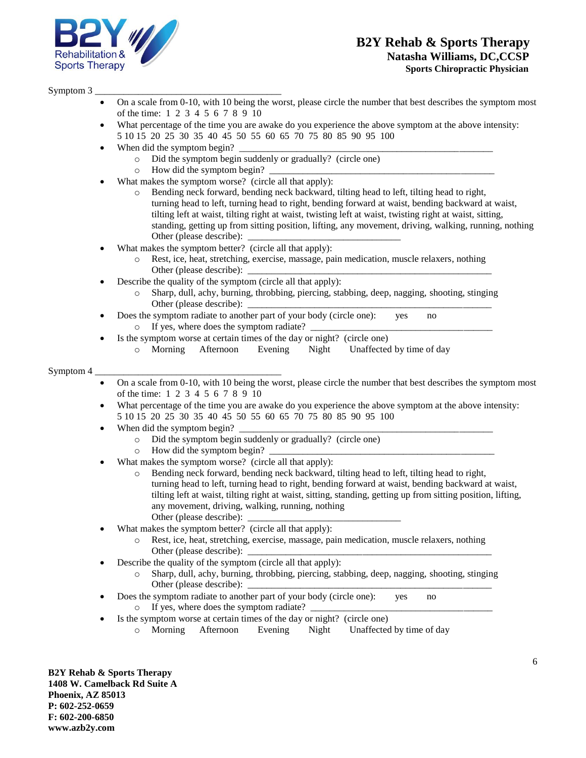Symptom 3 ________________________________________

- On a scale from 0-10, with 10 being the worst, please circle the number that best describes the symptom most of the time: 1 2 3 4 5 6 7 8 9 10
- What percentage of the time you are awake do you experience the above symptom at the above intensity: 5 10 15 20 25 30 35 40 45 50 55 60 65 70 75 80 85 90 95 100
- When did the symptom begin? _______________________________________________________
  - Did the symptom begin suddenly or gradually? (circle one)
  - How did the symptom begin? _________________________________________________
- What makes the symptom worse? (circle all that apply):
  - Bending neck forward, bending neck backward, tilting head to left, tilting head to right, turning head to left, turning head to right, bending forward at waist, bending backward at waist, tilting left at waist, tilting right at waist, twisting left at waist, twisting right at waist, sitting, standing, getting up from sitting position, lifting, any movement, driving, walking, running, nothing
    Other (please describe): _________________________________
- What makes the symptom better? (circle all that apply):
  - Rest, ice, heat, stretching, exercise, massage, pain medication, muscle relaxers, nothing
    Other (please describe): _____________________________________________________
- Describe the quality of the symptom (circle all that apply):
  - Sharp, dull, achy, burning, throbbing, piercing, stabbing, deep, nagging, shooting, stinging
    Other (please describe): ____________________________________________________
- Does the symptom radiate to another part of your body (circle one): yes no
  - If yes, where does the symptom radiate? ______________________________________
- Is the symptom worse at certain times of the day or night? (circle one)
  - Morning Afternoon Evening Night Unaffected by time of day

Symptom 4 ________________________________________

- On a scale from 0-10, with 10 being the worst, please circle the number that best describes the symptom most of the time: 1 2 3 4 5 6 7 8 9 10
- What percentage of the time you are awake do you experience the above symptom at the above intensity: 5 10 15 20 25 30 35 40 45 50 55 60 65 70 75 80 85 90 95 100
- When did the symptom begin? _______________________________________________________
  - Did the symptom begin suddenly or gradually? (circle one)
  - How did the symptom begin? _________________________________________________
- What makes the symptom worse? (circle all that apply):
  - Bending neck forward, bending neck backward, tilting head to left, tilting head to right, turning head to left, turning head to right, bending forward at waist, bending backward at waist, tilting left at waist, tilting right at waist, sitting, standing, getting up from sitting position, lifting, any movement, driving, walking, running, nothing
    Other (please describe): _________________________________
- What makes the symptom better? (circle all that apply):
  - Rest, ice, heat, stretching, exercise, massage, pain medication, muscle relaxers, nothing
    Other (please describe): _____________________________________________________
- Describe the quality of the symptom (circle all that apply):
  - Sharp, dull, achy, burning, throbbing, piercing, stabbing, deep, nagging, shooting, stinging
    Other (please describe): ____________________________________________________
- Does the symptom radiate to another part of your body (circle one): yes no
  - If yes, where does the symptom radiate? ______________________________________
- Is the symptom worse at certain times of the day or night? (circle one)
  - Morning Afternoon Evening Night Unaffected by time of day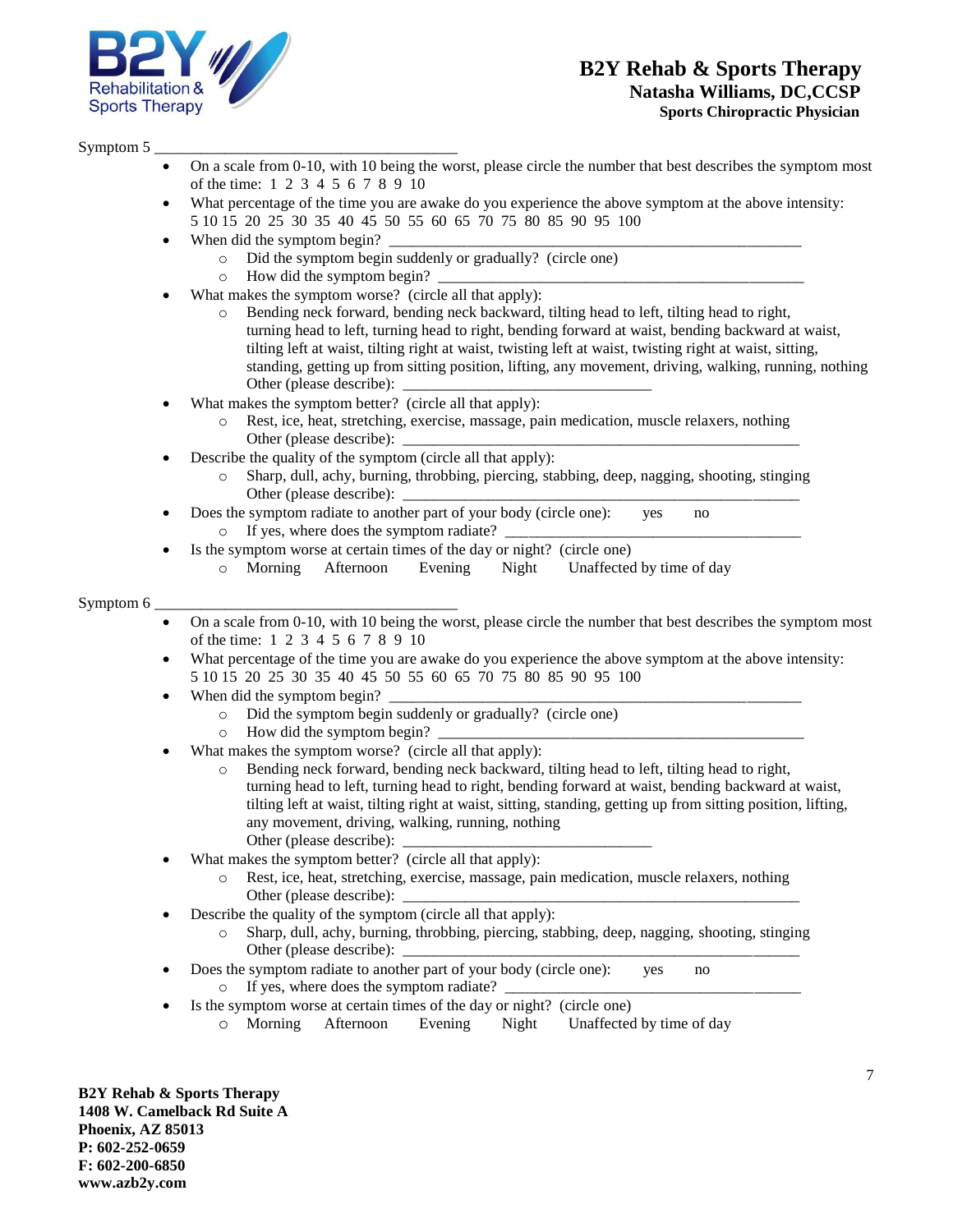**B2Y Rehab & Sports Therapy**
**Natasha Williams, DC,CCSP**
**Sports Chiropractic Physician**

Symptom 5 ______________________________________

- On a scale from 0-10, with 10 being the worst, please circle the number that best describes the symptom most of the time: 1 2 3 4 5 6 7 8 9 10
- What percentage of the time you are awake do you experience the above symptom at the above intensity: 5 10 15 20 25 30 35 40 45 50 55 60 65 70 75 80 85 90 95 100
- When did the symptom begin? ____________________________________________________
  - Did the symptom begin suddenly or gradually? (circle one)
  - How did the symptom begin? ______________________________________________
- What makes the symptom worse? (circle all that apply):
  - Bending neck forward, bending neck backward, tilting head to left, tilting head to right, turning head to left, turning head to right, bending forward at waist, bending backward at waist, tilting left at waist, tilting right at waist, twisting left at waist, twisting right at waist, sitting, standing, getting up from sitting position, lifting, any movement, driving, walking, running, nothing
    Other (please describe): ________________________________
- What makes the symptom better? (circle all that apply):
  - Rest, ice, heat, stretching, exercise, massage, pain medication, muscle relaxers, nothing
    Other (please describe): ____________________________________________________
- Describe the quality of the symptom (circle all that apply):
  - Sharp, dull, achy, burning, throbbing, piercing, stabbing, deep, nagging, shooting, stinging
    Other (please describe): ___________________________________________________
- Does the symptom radiate to another part of your body (circle one): yes no
  - If yes, where does the symptom radiate? _____________________________________
- Is the symptom worse at certain times of the day or night? (circle one)
  - Morning Afternoon Evening Night Unaffected by time of day

Symptom 6 ______________________________________

- On a scale from 0-10, with 10 being the worst, please circle the number that best describes the symptom most of the time: 1 2 3 4 5 6 7 8 9 10
- What percentage of the time you are awake do you experience the above symptom at the above intensity: 5 10 15 20 25 30 35 40 45 50 55 60 65 70 75 80 85 90 95 100
- When did the symptom begin? ____________________________________________________
  - Did the symptom begin suddenly or gradually? (circle one)
  - How did the symptom begin? ______________________________________________
- What makes the symptom worse? (circle all that apply):
  - Bending neck forward, bending neck backward, tilting head to left, tilting head to right, turning head to left, turning head to right, bending forward at waist, bending backward at waist, tilting left at waist, tilting right at waist, sitting, standing, getting up from sitting position, lifting, any movement, driving, walking, running, nothing
    Other (please describe): ________________________________
- What makes the symptom better? (circle all that apply):
  - Rest, ice, heat, stretching, exercise, massage, pain medication, muscle relaxers, nothing
    Other (please describe): ____________________________________________________
- Describe the quality of the symptom (circle all that apply):
  - Sharp, dull, achy, burning, throbbing, piercing, stabbing, deep, nagging, shooting, stinging
    Other (please describe): ___________________________________________________
- Does the symptom radiate to another part of your body (circle one): yes no
  - If yes, where does the symptom radiate? _____________________________________
- Is the symptom worse at certain times of the day or night? (circle one)
  - Morning Afternoon Evening Night Unaffected by time of day

**B2Y Rehab & Sports Therapy**
**1408 W. Camelback Rd Suite A**
**Phoenix, AZ 85013**
**P: 602-252-0659**
**F: 602-200-6850**
**www.azb2y.com**